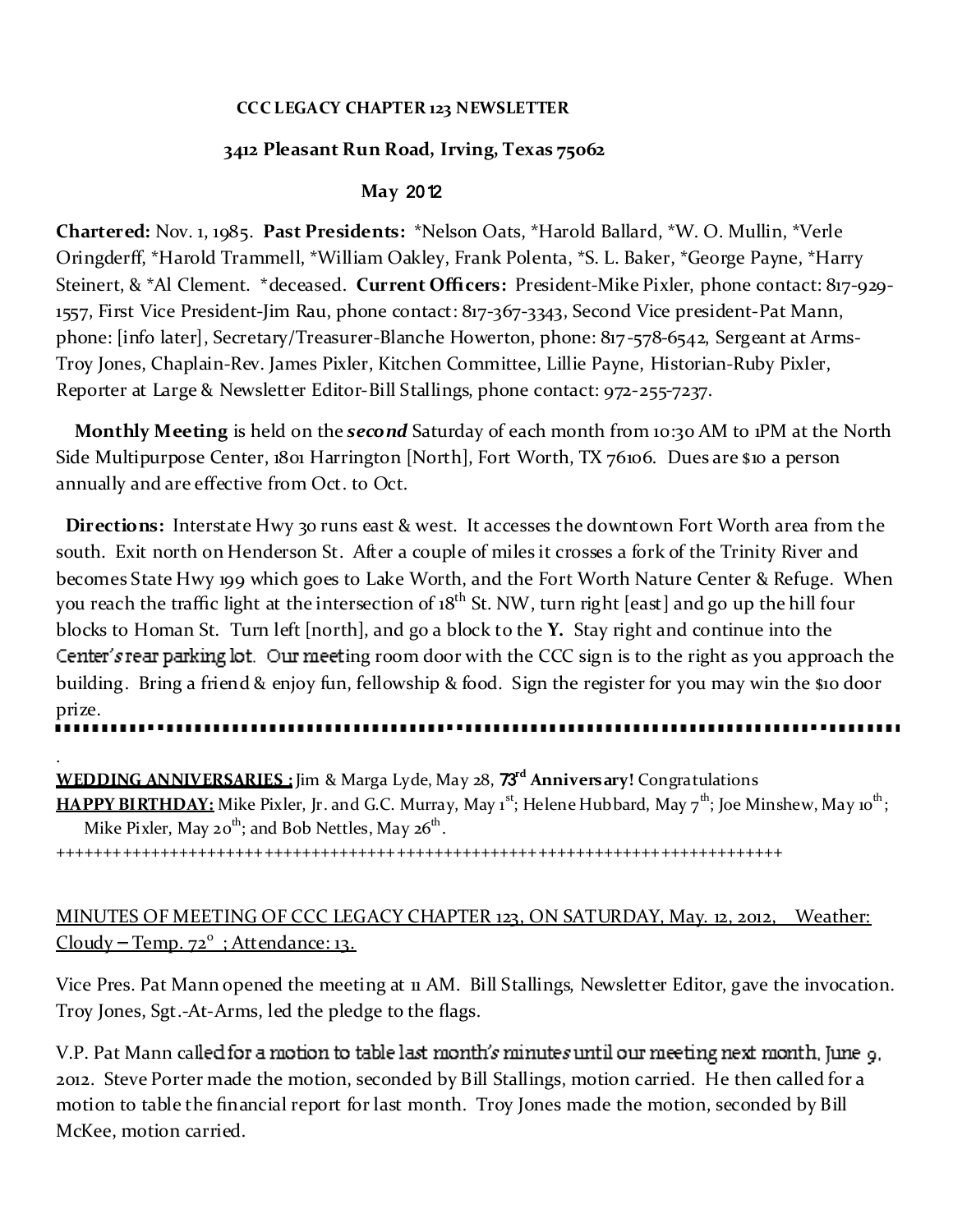**CCC LEGACY CHAPTER 123 NEWSLETTER**

**3412 Pleasant Run Road, Irving, Texas 75062**

**May 2012**

**Chartered:** Nov. 1, 1985. **Past Presidents:** *Nelson Oats, *Harold Ballard, *W. O. Mullin, *Verle Oringderff, *Harold Trammell, *William Oakley, Frank Polenta, *S. L. Baker, *George Payne, *Harry Steinert, & *Al Clement. *deceased. **Current Officers:** President-Mike Pixler, phone contact: 817-929-1557, First Vice President-Jim Rau, phone contact: 817-367-3343, Second Vice president-Pat Mann, phone: [info later], Secretary/Treasurer-Blanche Howerton, phone: 817-578-6542, Sergeant at Arms-Troy Jones, Chaplain-Rev. James Pixler, Kitchen Committee, Lillie Payne, Historian-Ruby Pixler, Reporter at Large & Newsletter Editor-Bill Stallings, phone contact: 972-255-7237.

**Monthly Meeting** is held on the ***second*** Saturday of each month from 10:30 AM to 1PM at the North Side Multipurpose Center, 1801 Harrington [North], Fort Worth, TX 76106. Dues are $10 a person annually and are effective from Oct. to Oct.

**Directions:** Interstate Hwy 30 runs east & west. It accesses the downtown Fort Worth area from the south. Exit north on Henderson St. After a couple of miles it crosses a fork of the Trinity River and becomes State Hwy 199 which goes to Lake Worth, and the Fort Worth Nature Center & Refuge. When you reach the traffic light at the intersection of 18th St. NW, turn right [east] and go up the hill four blocks to Homan St. Turn left [north], and go a block to the **Y.** Stay right and continue into the Center's rear parking lot. Our meeting room door with the CCC sign is to the right as you approach the building. Bring a friend & enjoy fun, fellowship & food. Sign the register for you may win the $10 door prize.

---

**WEDDING ANNIVERSARIES :** Jim & Marga Lyde, May 28, **73rd Anniversary!** Congratulations

**HAPPY BIRTHDAY:** Mike Pixler, Jr. and G.C. Murray, May 1st; Helene Hubbard, May 7th; Joe Minshew, May 10th; Mike Pixler, May 20th; and Bob Nettles, May 26th.

++++++++++++++++++++++++++++++++++++++++++++++++++++++++++++++++++++++++++++++++

MINUTES OF MEETING OF CCC LEGACY CHAPTER 123, ON SATURDAY, May. 12, 2012, Weather: Cloudy – Temp. 72° ; Attendance: 13.

Vice Pres. Pat Mann opened the meeting at 11 AM. Bill Stallings, Newsletter Editor, gave the invocation. Troy Jones, Sgt.-At-Arms, led the pledge to the flags.

V.P. Pat Mann called for a motion to table last month's minutes until our meeting next month, June 9, 2012. Steve Porter made the motion, seconded by Bill Stallings, motion carried. He then called for a motion to table the financial report for last month. Troy Jones made the motion, seconded by Bill McKee, motion carried.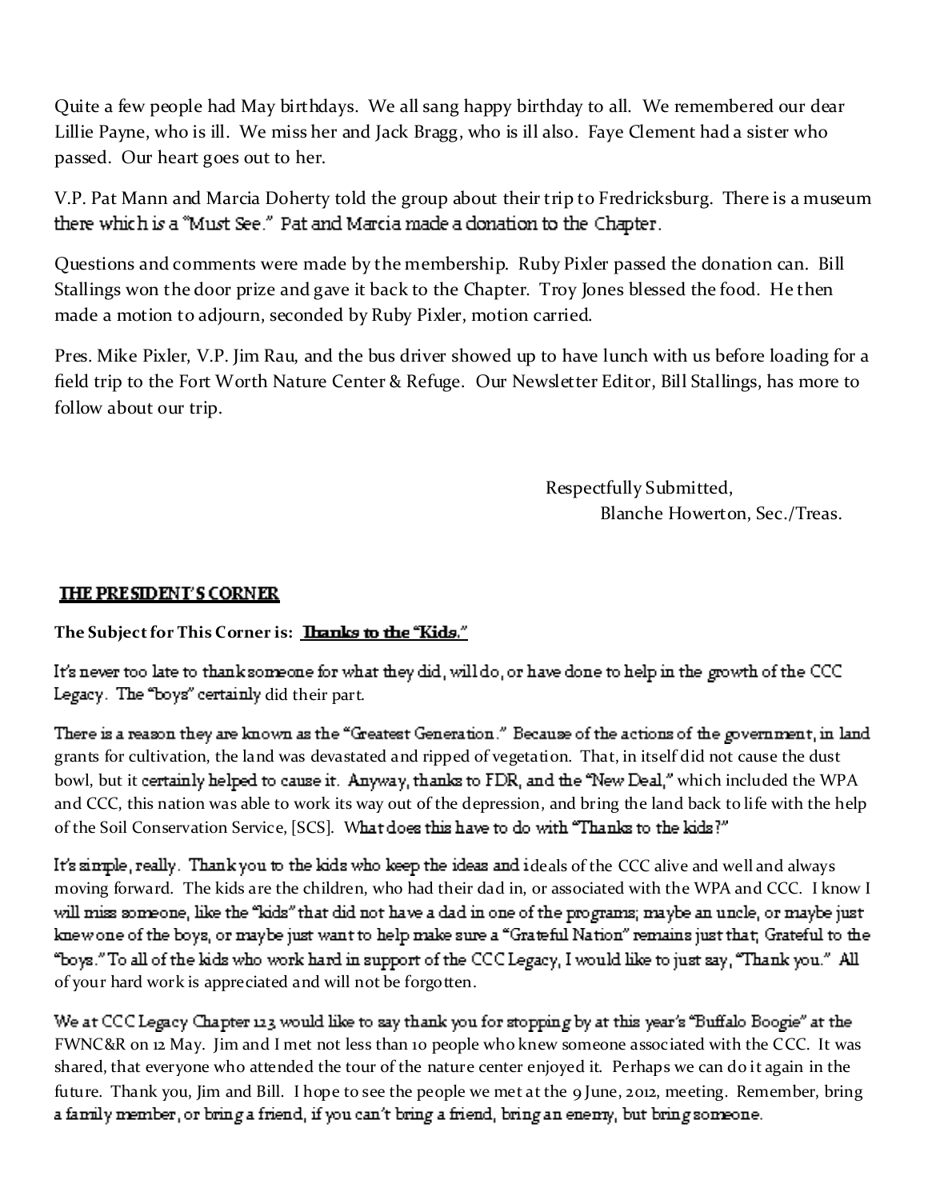Quite a few people had May birthdays. We all sang happy birthday to all. We remembered our dear Lillie Payne, who is ill. We miss her and Jack Bragg, who is ill also. Faye Clement had a sister who passed. Our heart goes out to her.

V.P. Pat Mann and Marcia Doherty told the group about their trip to Fredricksburg. There is a museum there which is a "Must See." Pat and Marcia made a donation to the Chapter.

Questions and comments were made by the membership. Ruby Pixler passed the donation can. Bill Stallings won the door prize and gave it back to the Chapter. Troy Jones blessed the food. He then made a motion to adjourn, seconded by Ruby Pixler, motion carried.

Pres. Mike Pixler, V.P. Jim Rau, and the bus driver showed up to have lunch with us before loading for a field trip to the Fort Worth Nature Center & Refuge. Our Newsletter Editor, Bill Stallings, has more to follow about our trip.

Respectfully Submitted,
Blanche Howerton, Sec./Treas.

## THE PRESIDENT'S CORNER

**The Subject for This Corner is: Thanks to the "Kids."**

It's never too late to thank someone for what they did, will do, or have done to help in the growth of the CCC Legacy. The "boys" certainly did their part.

There is a reason they are known as the "Greatest Generation." Because of the actions of the government, in land grants for cultivation, the land was devastated and ripped of vegetation. That, in itself did not cause the dust bowl, but it certainly helped to cause it. Anyway, thanks to FDR, and the "New Deal," which included the WPA and CCC, this nation was able to work its way out of the depression, and bring the land back to life with the help of the Soil Conservation Service, [SCS]. What does this have to do with "Thanks to the kids?"

It's simple, really. Thank you to the kids who keep the ideas and ideals of the CCC alive and well and always moving forward. The kids are the children, who had their dad in, or associated with the WPA and CCC. I know I will miss someone, like the "kids" that did not have a dad in one of the programs; maybe an uncle, or maybe just knew one of the boys, or maybe just want to help make sure a "Grateful Nation" remains just that; Grateful to the "boys." To all of the kids who work hard in support of the CCC Legacy, I would like to just say, "Thank you." All of your hard work is appreciated and will not be forgotten.

We at CCC Legacy Chapter 123 would like to say thank you for stopping by at this year's "Buffalo Boogie" at the FWNC&R on 12 May. Jim and I met not less than 10 people who knew someone associated with the CCC. It was shared, that everyone who attended the tour of the nature center enjoyed it. Perhaps we can do it again in the future. Thank you, Jim and Bill. I hope to see the people we met at the 9 June, 2012, meeting. Remember, bring a family member, or bring a friend, if you can't bring a friend, bring an enemy, but bring someone.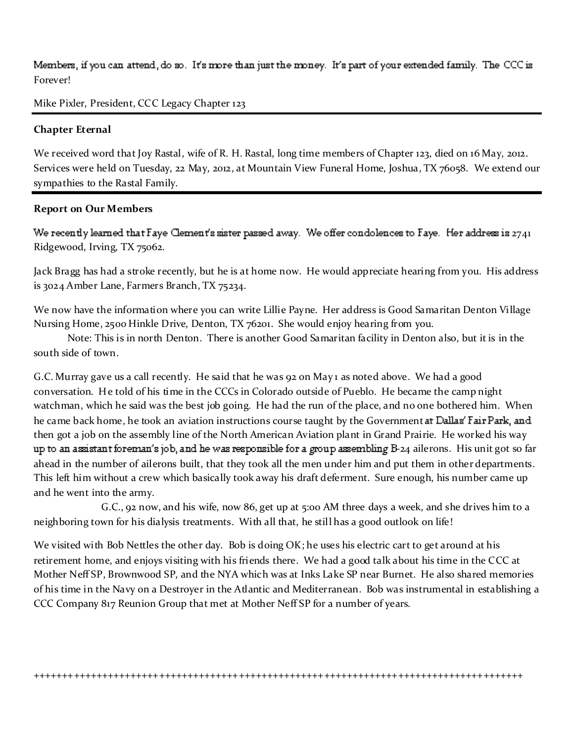Members, if you can attend, do so. It's more than just the money. It's part of your extended family. The CCC is Forever!

Mike Pixler, President, CCC Legacy Chapter 123

---

**Chapter Eternal**

We received word that Joy Rastal, wife of R. H. Rastal, long time members of Chapter 123, died on 16 May, 2012. Services were held on Tuesday, 22 May, 2012, at Mountain View Funeral Home, Joshua, TX 76058. We extend our sympathies to the Rastal Family.

---

**Report on Our Members**

We recently learned that Faye Clement's sister passed away. We offer condolences to Faye. Her address is 2741 Ridgewood, Irving, TX 75062.

Jack Bragg has had a stroke recently, but he is at home now. He would appreciate hearing from you. His address is 3024 Amber Lane, Farmers Branch, TX 75234.

We now have the information where you can write Lillie Payne. Her address is Good Samaritan Denton Village Nursing Home, 2500 Hinkle Drive, Denton, TX 76201. She would enjoy hearing from you.

Note: This is in north Denton. There is another Good Samaritan facility in Denton also, but it is in the south side of town.

G.C. Murray gave us a call recently. He said that he was 92 on May 1 as noted above. We had a good conversation. He told of his time in the CCCs in Colorado outside of Pueblo. He became the camp night watchman, which he said was the best job going. He had the run of the place, and no one bothered him. When he came back home, he took an aviation instructions course taught by the Government at Dallas' Fair Park, and then got a job on the assembly line of the North American Aviation plant in Grand Prairie. He worked his way up to an assistant foreman's job, and he was responsible for a group assembling B-24 ailerons. His unit got so far ahead in the number of ailerons built, that they took all the men under him and put them in other departments. This left him without a crew which basically took away his draft deferment. Sure enough, his number came up and he went into the army.

G.C., 92 now, and his wife, now 86, get up at 5:00 AM three days a week, and she drives him to a neighboring town for his dialysis treatments. With all that, he still has a good outlook on life!

We visited with Bob Nettles the other day. Bob is doing OK; he uses his electric cart to get around at his retirement home, and enjoys visiting with his friends there. We had a good talk about his time in the CCC at Mother Neff SP, Brownwood SP, and the NYA which was at Inks Lake SP near Burnet. He also shared memories of his time in the Navy on a Destroyer in the Atlantic and Mediterranean. Bob was instrumental in establishing a CCC Company 817 Reunion Group that met at Mother Neff SP for a number of years.

++++++++++++++++++++++++++++++++++++++++++++++++++++++++++++++++++++++++++++++++++++++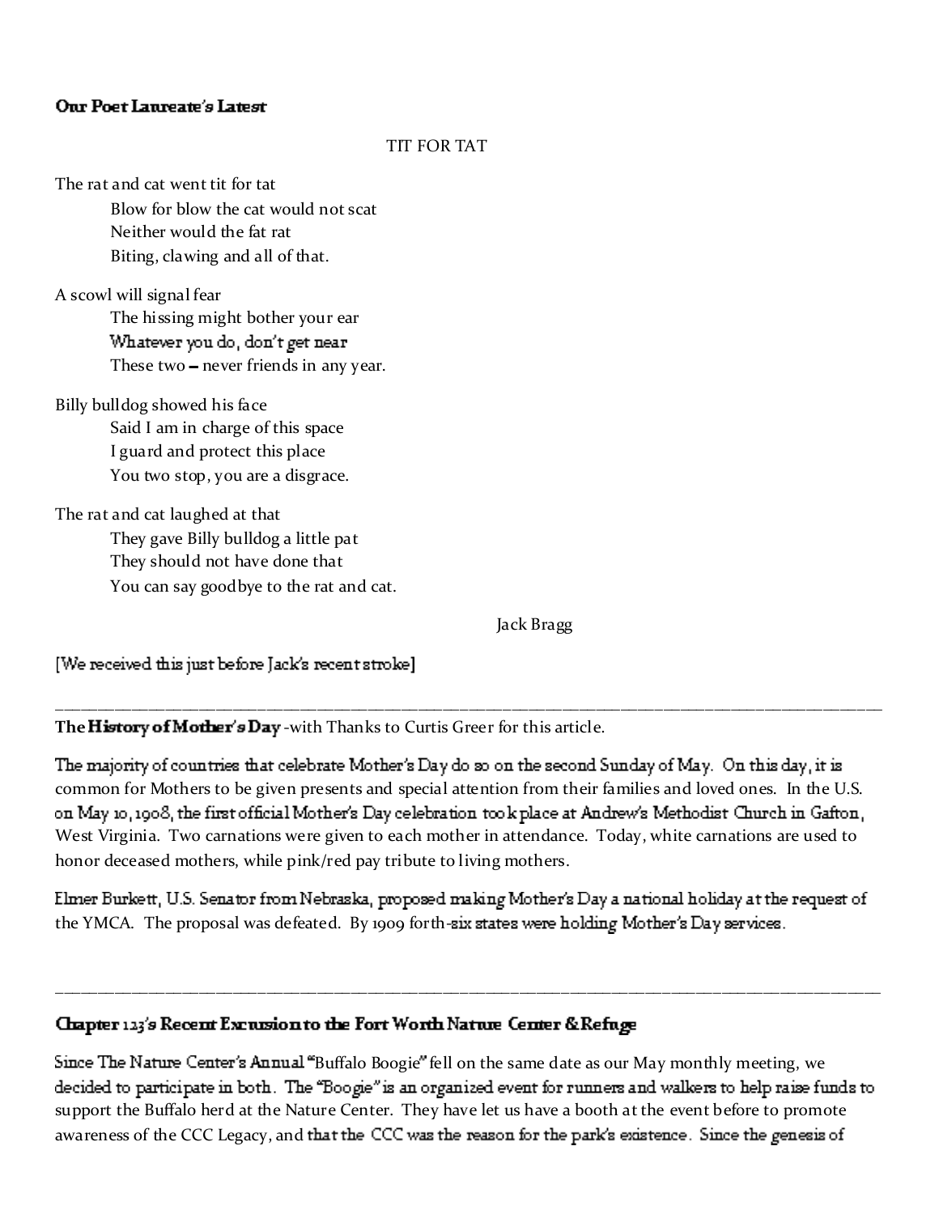**Our Poet Laureate's Latest**

TIT FOR TAT

The rat and cat went tit for tat
Blow for blow the cat would not scat
Neither would the fat rat
Biting, clawing and all of that.

A scowl will signal fear
The hissing might bother your ear
Whatever you do, don't get near
These two – never friends in any year.

Billy bulldog showed his face
Said I am in charge of this space
I guard and protect this place
You two stop, you are a disgrace.

The rat and cat laughed at that
They gave Billy bulldog a little pat
They should not have done that
You can say goodbye to the rat and cat.

Jack Bragg

[We received this just before Jack's recent stroke]

---

**The History of Mother's Day** -with Thanks to Curtis Greer for this article.

The majority of countries that celebrate Mother's Day do so on the second Sunday of May. On this day, it is common for Mothers to be given presents and special attention from their families and loved ones. In the U.S. on May 10, 1908, the first official Mother's Day celebration took place at Andrew's Methodist Church in Gafton, West Virginia. Two carnations were given to each mother in attendance. Today, white carnations are used to honor deceased mothers, while pink/red pay tribute to living mothers.

Elmer Burkett, U.S. Senator from Nebraska, proposed making Mother's Day a national holiday at the request of the YMCA. The proposal was defeated. By 1909 forth-six states were holding Mother's Day services.

---

**Chapter 123's Recent Excursion to the Fort Worth Nature Center & Refuge**

Since The Nature Center's Annual "Buffalo Boogie" fell on the same date as our May monthly meeting, we decided to participate in both. The "Boogie" is an organized event for runners and walkers to help raise funds to support the Buffalo herd at the Nature Center. They have let us have a booth at the event before to promote awareness of the CCC Legacy, and that the CCC was the reason for the park's existence. Since the genesis of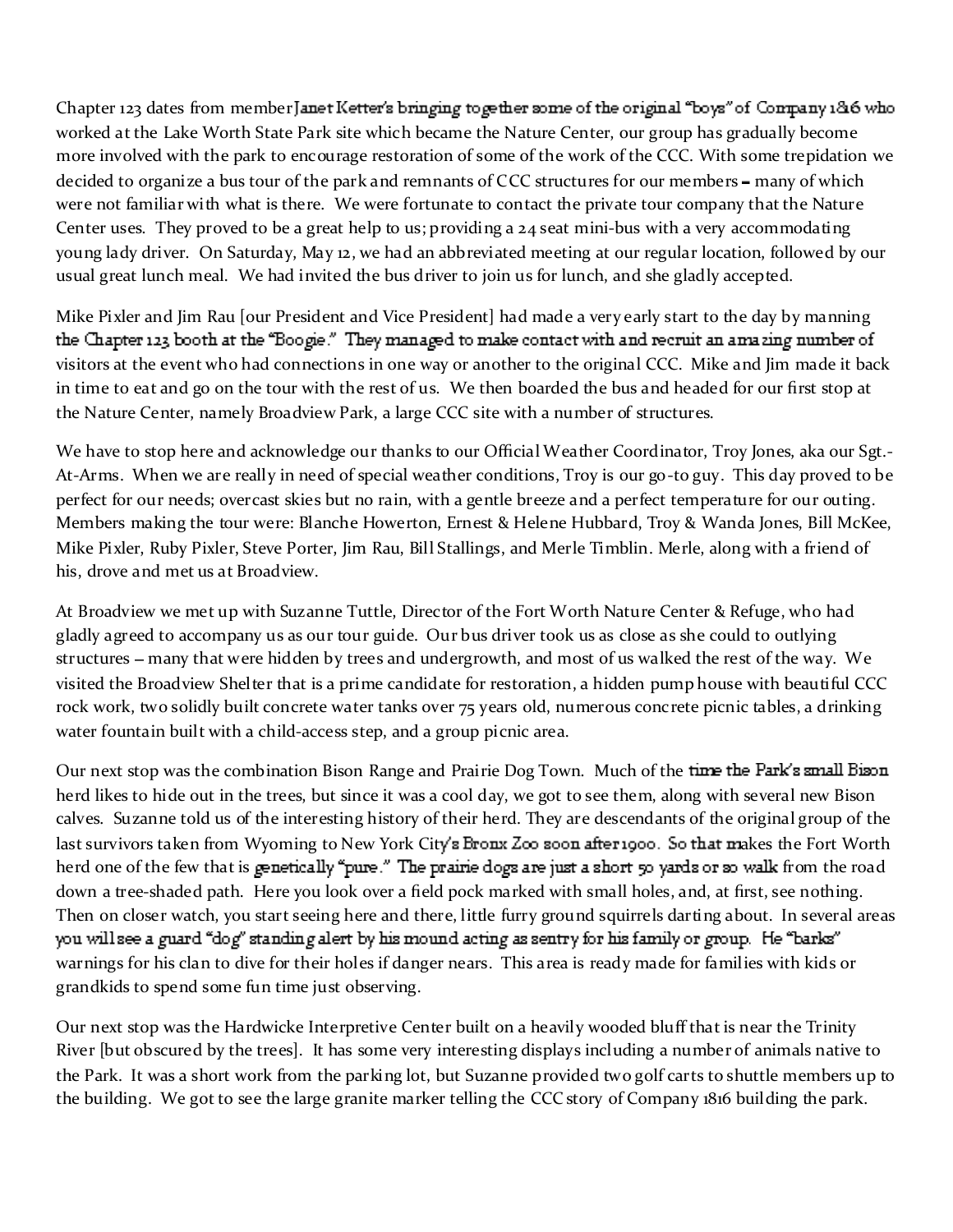Chapter 123 dates from member Janet Ketter's bringing together some of the original "boys" of Company 1816 who worked at the Lake Worth State Park site which became the Nature Center, our group has gradually become more involved with the park to encourage restoration of some of the work of the CCC. With some trepidation we decided to organize a bus tour of the park and remnants of CCC structures for our members – many of which were not familiar with what is there. We were fortunate to contact the private tour company that the Nature Center uses. They proved to be a great help to us; providing a 24 seat mini-bus with a very accommodating young lady driver. On Saturday, May 12, we had an abbreviated meeting at our regular location, followed by our usual great lunch meal. We had invited the bus driver to join us for lunch, and she gladly accepted.

Mike Pixler and Jim Rau [our President and Vice President] had made a very early start to the day by manning the Chapter 123 booth at the "Boogie." They managed to make contact with and recruit an amazing number of visitors at the event who had connections in one way or another to the original CCC. Mike and Jim made it back in time to eat and go on the tour with the rest of us. We then boarded the bus and headed for our first stop at the Nature Center, namely Broadview Park, a large CCC site with a number of structures.

We have to stop here and acknowledge our thanks to our Official Weather Coordinator, Troy Jones, aka our Sgt.-At-Arms. When we are really in need of special weather conditions, Troy is our go-to guy. This day proved to be perfect for our needs; overcast skies but no rain, with a gentle breeze and a perfect temperature for our outing. Members making the tour were: Blanche Howerton, Ernest & Helene Hubbard, Troy & Wanda Jones, Bill McKee, Mike Pixler, Ruby Pixler, Steve Porter, Jim Rau, Bill Stallings, and Merle Timblin. Merle, along with a friend of his, drove and met us at Broadview.

At Broadview we met up with Suzanne Tuttle, Director of the Fort Worth Nature Center & Refuge, who had gladly agreed to accompany us as our tour guide. Our bus driver took us as close as she could to outlying structures – many that were hidden by trees and undergrowth, and most of us walked the rest of the way. We visited the Broadview Shelter that is a prime candidate for restoration, a hidden pump house with beautiful CCC rock work, two solidly built concrete water tanks over 75 years old, numerous concrete picnic tables, a drinking water fountain built with a child-access step, and a group picnic area.

Our next stop was the combination Bison Range and Prairie Dog Town. Much of the time the Park's small Bison herd likes to hide out in the trees, but since it was a cool day, we got to see them, along with several new Bison calves. Suzanne told us of the interesting history of their herd. They are descendants of the original group of the last survivors taken from Wyoming to New York City's Bronx Zoo soon after 1900. So that makes the Fort Worth herd one of the few that is genetically "pure." The prairie dogs are just a short 50 yards or so walk from the road down a tree-shaded path. Here you look over a field pock marked with small holes, and, at first, see nothing. Then on closer watch, you start seeing here and there, little furry ground squirrels darting about. In several areas you will see a guard "dog" standing alert by his mound acting as sentry for his family or group. He "barks" warnings for his clan to dive for their holes if danger nears. This area is ready made for families with kids or grandkids to spend some fun time just observing.

Our next stop was the Hardwicke Interpretive Center built on a heavily wooded bluff that is near the Trinity River [but obscured by the trees]. It has some very interesting displays including a number of animals native to the Park. It was a short work from the parking lot, but Suzanne provided two golf carts to shuttle members up to the building. We got to see the large granite marker telling the CCC story of Company 1816 building the park.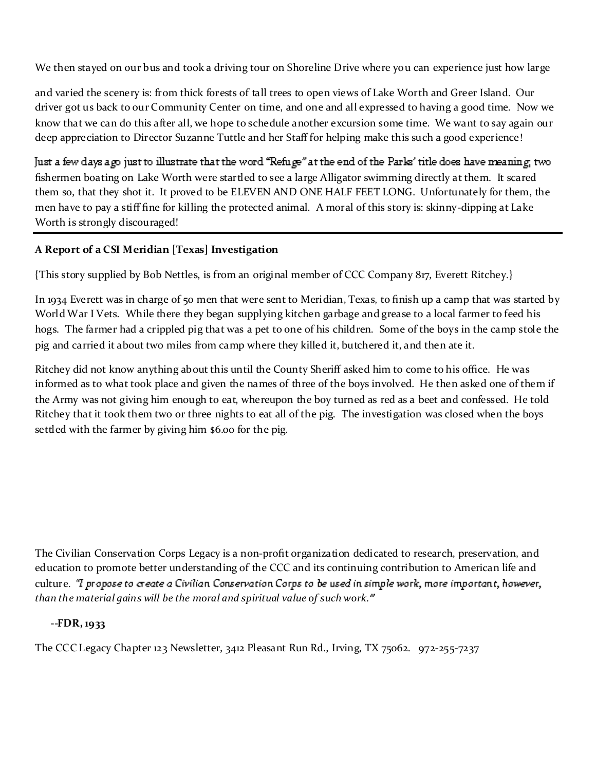We then stayed on our bus and took a driving tour on Shoreline Drive where you can experience just how large

and varied the scenery is: from thick forests of tall trees to open views of Lake Worth and Greer Island. Our driver got us back to our Community Center on time, and one and all expressed to having a good time. Now we know that we can do this after all, we hope to schedule another excursion some time. We want to say again our deep appreciation to Director Suzanne Tuttle and her Staff for helping make this such a good experience!

Just a few days ago just to illustrate that the word "Refuge" at the end of the Parks' title does have meaning, two fishermen boating on Lake Worth were startled to see a large Alligator swimming directly at them. It scared them so, that they shot it. It proved to be ELEVEN AND ONE HALF FEET LONG. Unfortunately for them, the men have to pay a stiff fine for killing the protected animal. A moral of this story is: skinny-dipping at Lake Worth is strongly discouraged!

---

**A Report of a CSI Meridian [Texas] Investigation**

{This story supplied by Bob Nettles, is from an original member of CCC Company 817, Everett Ritchey.}

In 1934 Everett was in charge of 50 men that were sent to Meridian, Texas, to finish up a camp that was started by World War I Vets. While there they began supplying kitchen garbage and grease to a local farmer to feed his hogs. The farmer had a crippled pig that was a pet to one of his children. Some of the boys in the camp stole the pig and carried it about two miles from camp where they killed it, butchered it, and then ate it.

Ritchey did not know anything about this until the County Sheriff asked him to come to his office. He was informed as to what took place and given the names of three of the boys involved. He then asked one of them if the Army was not giving him enough to eat, whereupon the boy turned as red as a beet and confessed. He told Ritchey that it took them two or three nights to eat all of the pig. The investigation was closed when the boys settled with the farmer by giving him $6.00 for the pig.

The Civilian Conservation Corps Legacy is a non-profit organization dedicated to research, preservation, and education to promote better understanding of the CCC and its continuing contribution to American life and culture. *"I propose to create a Civilian Conservation Corps to be used in simple work, more important, however, than the material gains will be the moral and spiritual value of such work."*

**--FDR, 1933**

The CCC Legacy Chapter 123 Newsletter, 3412 Pleasant Run Rd., Irving, TX 75062. 972-255-7237